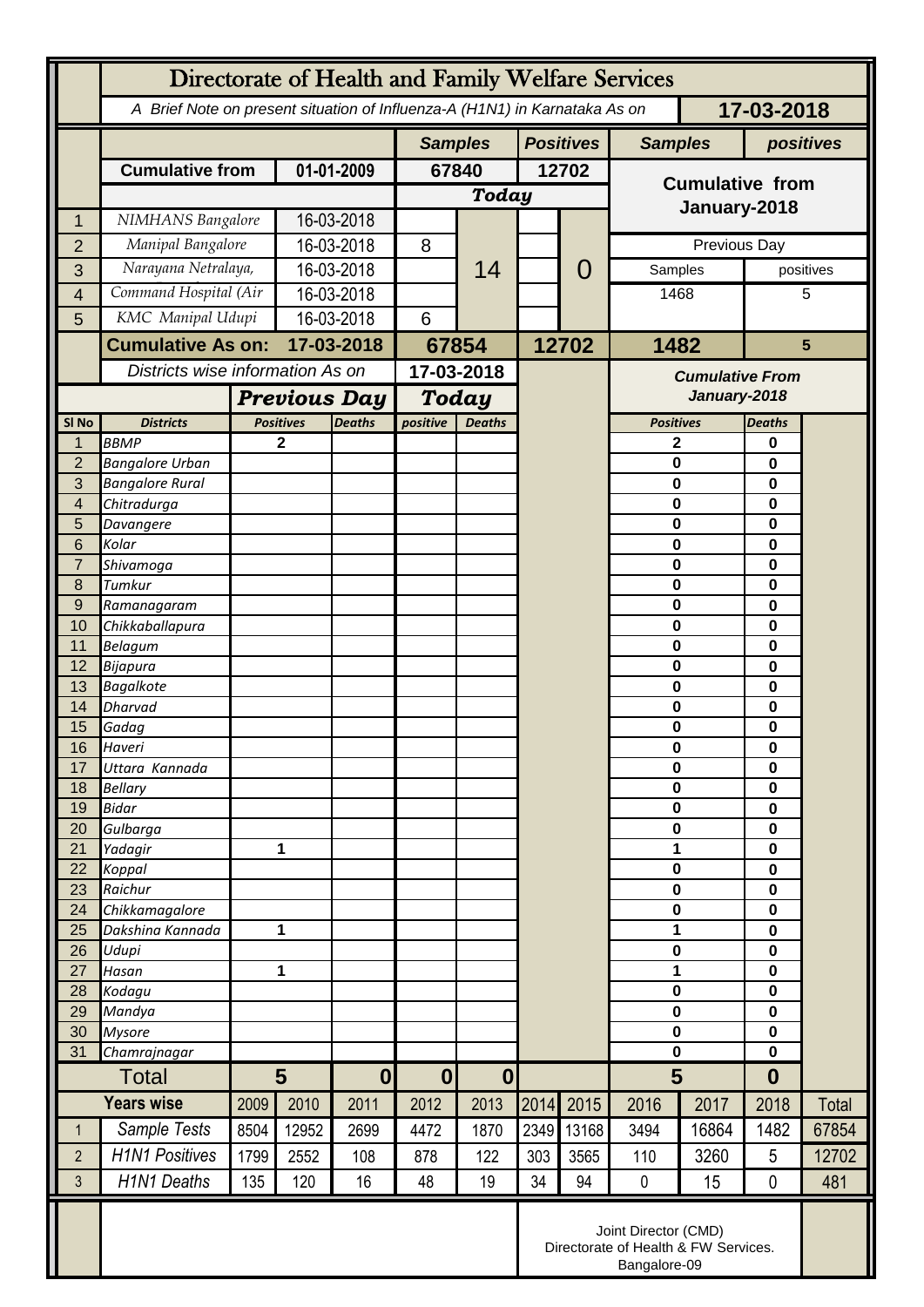# Directorate of Health and Family Welfare Services

*A Brief Note on present situation of Influenza-A (H1N1) in Karnataka As on* **17-03-2018**

| | | | Samples | | Positives | | Samples | positives |
|---|---|---|---|---|---|---|---|---|
| | **Cumulative from** | **01-01-2009** | **67840** | | **12702** | | **Cumulative from January-2018** | |
| | | | ***Today*** | | | | | |
| 1 | *NIMHANS Bangalore* | 16-03-2018 | | 14 | | 0 | | |
| 2 | *Manipal Bangalore* | 16-03-2018 | 8 | | | | Previous Day | |
| 3 | *Narayana Netralaya,* | 16-03-2018 | | | | | Samples | positives |
| 4 | *Command Hospital (Air* | 16-03-2018 | | | | | 1468 | 5 |
| 5 | *KMC Manipal Udupi* | 16-03-2018 | 6 | | | | | |
| | **Cumulative As on:** | **17-03-2018** | **67854** | | **12702** | | **1482** | **5** |

| Sl No | Districts | Previous Day Positives | Previous Day Deaths | Today positive | Today Deaths | Cumulative From January-2018 Positives | Cumulative From January-2018 Deaths |
|---|---|---|---|---|---|---|---|
| 1 | BBMP | 2 | | | | 2 | 0 |
| 2 | Bangalore Urban | | | | | 0 | 0 |
| 3 | Bangalore Rural | | | | | 0 | 0 |
| 4 | Chitradurga | | | | | 0 | 0 |
| 5 | Davangere | | | | | 0 | 0 |
| 6 | Kolar | | | | | 0 | 0 |
| 7 | Shivamoga | | | | | 0 | 0 |
| 8 | Tumkur | | | | | 0 | 0 |
| 9 | Ramanagaram | | | | | 0 | 0 |
| 10 | Chikkaballapura | | | | | 0 | 0 |
| 11 | Belagum | | | | | 0 | 0 |
| 12 | Bijapura | | | | | 0 | 0 |
| 13 | Bagalkote | | | | | 0 | 0 |
| 14 | Dharvad | | | | | 0 | 0 |
| 15 | Gadag | | | | | 0 | 0 |
| 16 | Haveri | | | | | 0 | 0 |
| 17 | Uttara Kannada | | | | | 0 | 0 |
| 18 | Bellary | | | | | 0 | 0 |
| 19 | Bidar | | | | | 0 | 0 |
| 20 | Gulbarga | | | | | 0 | 0 |
| 21 | Yadagir | 1 | | | | 1 | 0 |
| 22 | Koppal | | | | | 0 | 0 |
| 23 | Raichur | | | | | 0 | 0 |
| 24 | Chikkamagalore | | | | | 0 | 0 |
| 25 | Dakshina Kannada | 1 | | | | 1 | 0 |
| 26 | Udupi | | | | | 0 | 0 |
| 27 | Hasan | 1 | | | | 1 | 0 |
| 28 | Kodagu | | | | | 0 | 0 |
| 29 | Mandya | | | | | 0 | 0 |
| 30 | Mysore | | | | | 0 | 0 |
| 31 | Chamrajnagar | | | | | 0 | 0 |
| | **Total** | **5** | **0** | **0** | **0** | **5** | **0** |

| | Years wise | 2009 | 2010 | 2011 | 2012 | 2013 | 2014 | 2015 | 2016 | 2017 | 2018 | Total |
|---|---|---|---|---|---|---|---|---|---|---|---|---|
| 1 | Sample Tests | 8504 | 12952 | 2699 | 4472 | 1870 | 2349 | 13168 | 3494 | 16864 | 1482 | 67854 |
| 2 | H1N1 Positives | 1799 | 2552 | 108 | 878 | 122 | 303 | 3565 | 110 | 3260 | 5 | 12702 |
| 3 | H1N1 Deaths | 135 | 120 | 16 | 48 | 19 | 34 | 94 | 0 | 15 | 0 | 481 |

Joint Director (CMD)
Directorate of Health & FW Services.
Bangalore-09